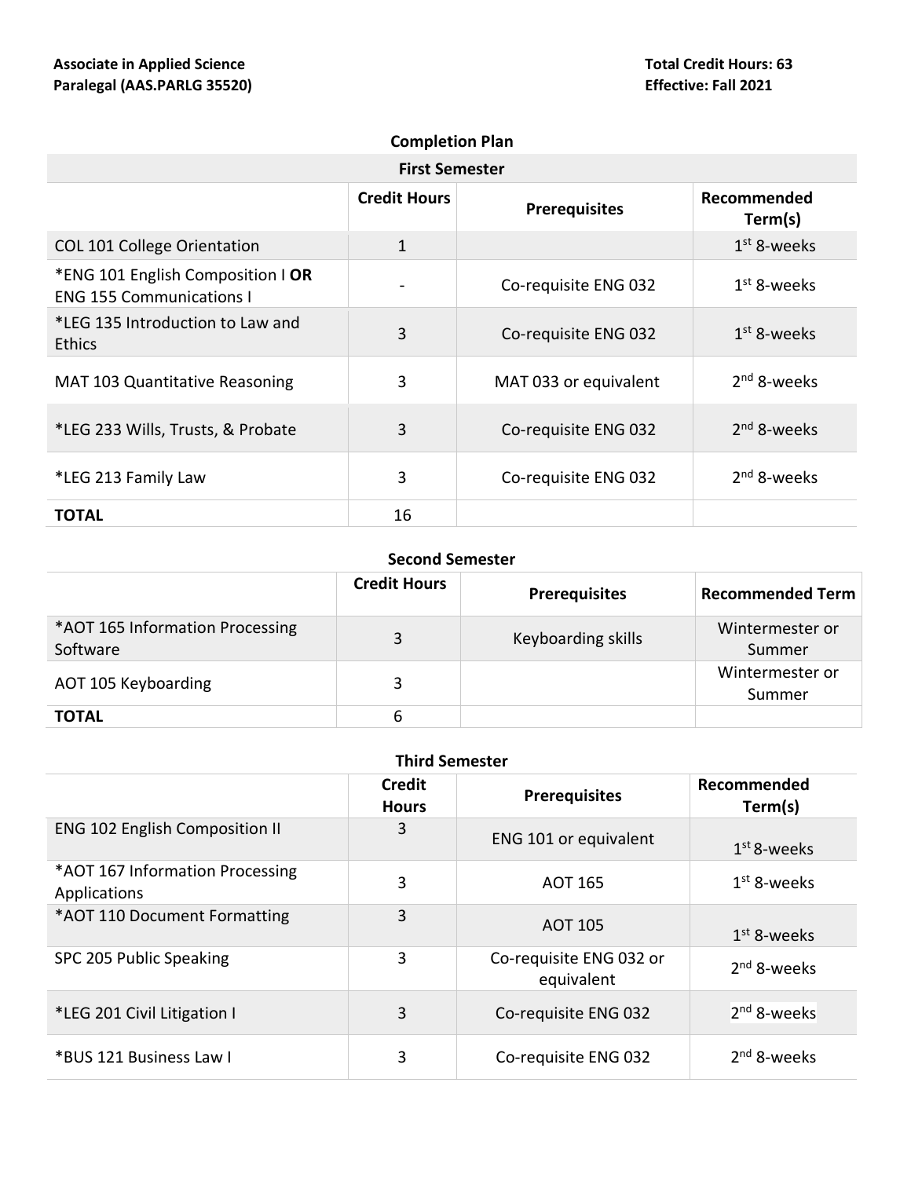**Associate in Applied Science**
**Paralegal (AAS.PARLG 35520)**

**Total Credit Hours: 63**
**Effective: Fall 2021**

## Completion Plan

### First Semester

| | Credit Hours | Prerequisites | Recommended Term(s) |
|---|---|---|---|
| COL 101 College Orientation | 1 | | 1st 8-weeks |
| *ENG 101 English Composition I **OR** ENG 155 Communications I | - | Co-requisite ENG 032 | 1st 8-weeks |
| *LEG 135 Introduction to Law and Ethics | 3 | Co-requisite ENG 032 | 1st 8-weeks |
| MAT 103 Quantitative Reasoning | 3 | MAT 033 or equivalent | 2nd 8-weeks |
| *LEG 233 Wills, Trusts, & Probate | 3 | Co-requisite ENG 032 | 2nd 8-weeks |
| *LEG 213 Family Law | 3 | Co-requisite ENG 032 | 2nd 8-weeks |
| **TOTAL** | 16 | | |

### Second Semester

| | Credit Hours | Prerequisites | Recommended Term |
|---|---|---|---|
| *AOT 165 Information Processing Software | 3 | Keyboarding skills | Wintermester or Summer |
| AOT 105 Keyboarding | 3 | | Wintermester or Summer |
| **TOTAL** | 6 | | |

### Third Semester

| | Credit Hours | Prerequisites | Recommended Term(s) |
|---|---|---|---|
| ENG 102 English Composition II | 3 | ENG 101 or equivalent | 1st 8-weeks |
| *AOT 167 Information Processing Applications | 3 | AOT 165 | 1st 8-weeks |
| *AOT 110 Document Formatting | 3 | AOT 105 | 1st 8-weeks |
| SPC 205 Public Speaking | 3 | Co-requisite ENG 032 or equivalent | 2nd 8-weeks |
| *LEG 201 Civil Litigation I | 3 | Co-requisite ENG 032 | 2nd 8-weeks |
| *BUS 121 Business Law I | 3 | Co-requisite ENG 032 | 2nd 8-weeks |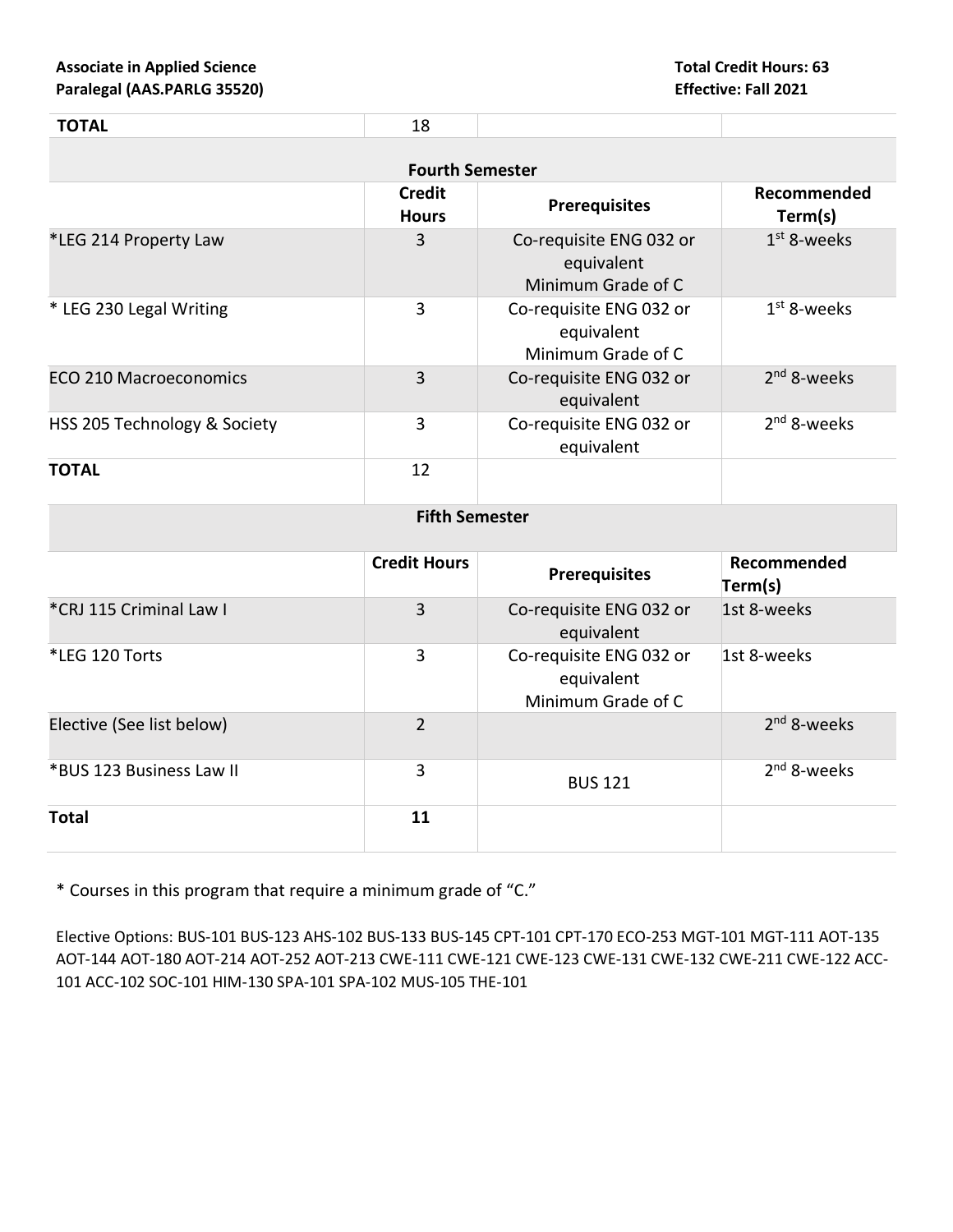**Associate in Applied Science**
**Paralegal (AAS.PARLG 35520)**

**Total Credit Hours: 63**
**Effective: Fall 2021**

| | | | |
|---|---|---|---|
| **TOTAL** | 18 | | |

**Fourth Semester**

| | Credit Hours | Prerequisites | Recommended Term(s) |
|---|---|---|---|
| *LEG 214 Property Law | 3 | Co-requisite ENG 032 or equivalent Minimum Grade of C | 1st 8-weeks |
| * LEG 230 Legal Writing | 3 | Co-requisite ENG 032 or equivalent Minimum Grade of C | 1st 8-weeks |
| ECO 210 Macroeconomics | 3 | Co-requisite ENG 032 or equivalent | 2nd 8-weeks |
| HSS 205 Technology & Society | 3 | Co-requisite ENG 032 or equivalent | 2nd 8-weeks |
| **TOTAL** | 12 | | |

**Fifth Semester**

| | Credit Hours | Prerequisites | Recommended Term(s) |
|---|---|---|---|
| *CRJ 115 Criminal Law I | 3 | Co-requisite ENG 032 or equivalent | 1st 8-weeks |
| *LEG 120 Torts | 3 | Co-requisite ENG 032 or equivalent Minimum Grade of C | 1st 8-weeks |
| Elective (See list below) | 2 | | 2nd 8-weeks |
| *BUS 123 Business Law II | 3 | BUS 121 | 2nd 8-weeks |
| **Total** | **11** | | |

* Courses in this program that require a minimum grade of "C."

Elective Options: BUS-101 BUS-123 AHS-102 BUS-133 BUS-145 CPT-101 CPT-170 ECO-253 MGT-101 MGT-111 AOT-135 AOT-144 AOT-180 AOT-214 AOT-252 AOT-213 CWE-111 CWE-121 CWE-123 CWE-131 CWE-132 CWE-211 CWE-122 ACC-101 ACC-102 SOC-101 HIM-130 SPA-101 SPA-102 MUS-105 THE-101